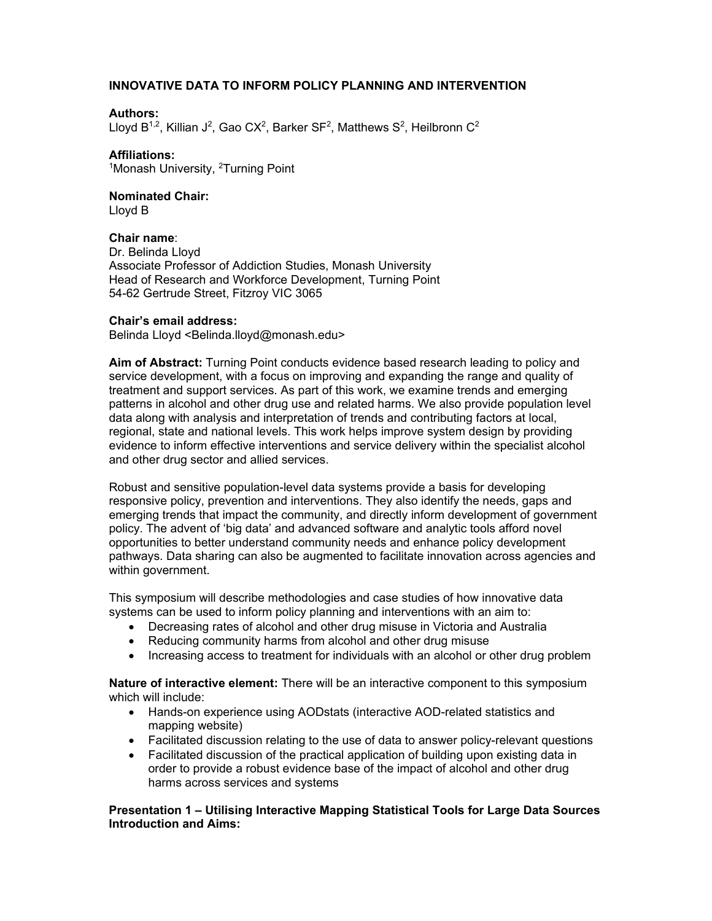# INNOVATIVE DATA TO INFORM POLICY PLANNING AND INTERVENTION

**Authors:**
Lloyd B[1,2], Killian J[2], Gao CX[2], Barker SF[2], Matthews S[2], Heilbronn C[2]

**Affiliations:**
[1]Monash University, [2]Turning Point

**Nominated Chair:**
Lloyd B

**Chair name**:
Dr. Belinda Lloyd
Associate Professor of Addiction Studies, Monash University
Head of Research and Workforce Development, Turning Point
54-62 Gertrude Street, Fitzroy VIC 3065

**Chair's email address:**
Belinda Lloyd <Belinda.lloyd@monash.edu>

**Aim of Abstract:** Turning Point conducts evidence based research leading to policy and service development, with a focus on improving and expanding the range and quality of treatment and support services. As part of this work, we examine trends and emerging patterns in alcohol and other drug use and related harms. We also provide population level data along with analysis and interpretation of trends and contributing factors at local, regional, state and national levels. This work helps improve system design by providing evidence to inform effective interventions and service delivery within the specialist alcohol and other drug sector and allied services.

Robust and sensitive population-level data systems provide a basis for developing responsive policy, prevention and interventions. They also identify the needs, gaps and emerging trends that impact the community, and directly inform development of government policy. The advent of 'big data' and advanced software and analytic tools afford novel opportunities to better understand community needs and enhance policy development pathways. Data sharing can also be augmented to facilitate innovation across agencies and within government.

This symposium will describe methodologies and case studies of how innovative data systems can be used to inform policy planning and interventions with an aim to:

- Decreasing rates of alcohol and other drug misuse in Victoria and Australia
- Reducing community harms from alcohol and other drug misuse
- Increasing access to treatment for individuals with an alcohol or other drug problem

**Nature of interactive element:** There will be an interactive component to this symposium which will include:

- Hands-on experience using AODstats (interactive AOD-related statistics and mapping website)
- Facilitated discussion relating to the use of data to answer policy-relevant questions
- Facilitated discussion of the practical application of building upon existing data in order to provide a robust evidence base of the impact of alcohol and other drug harms across services and systems

**Presentation 1 – Utilising Interactive Mapping Statistical Tools for Large Data Sources**
**Introduction and Aims:**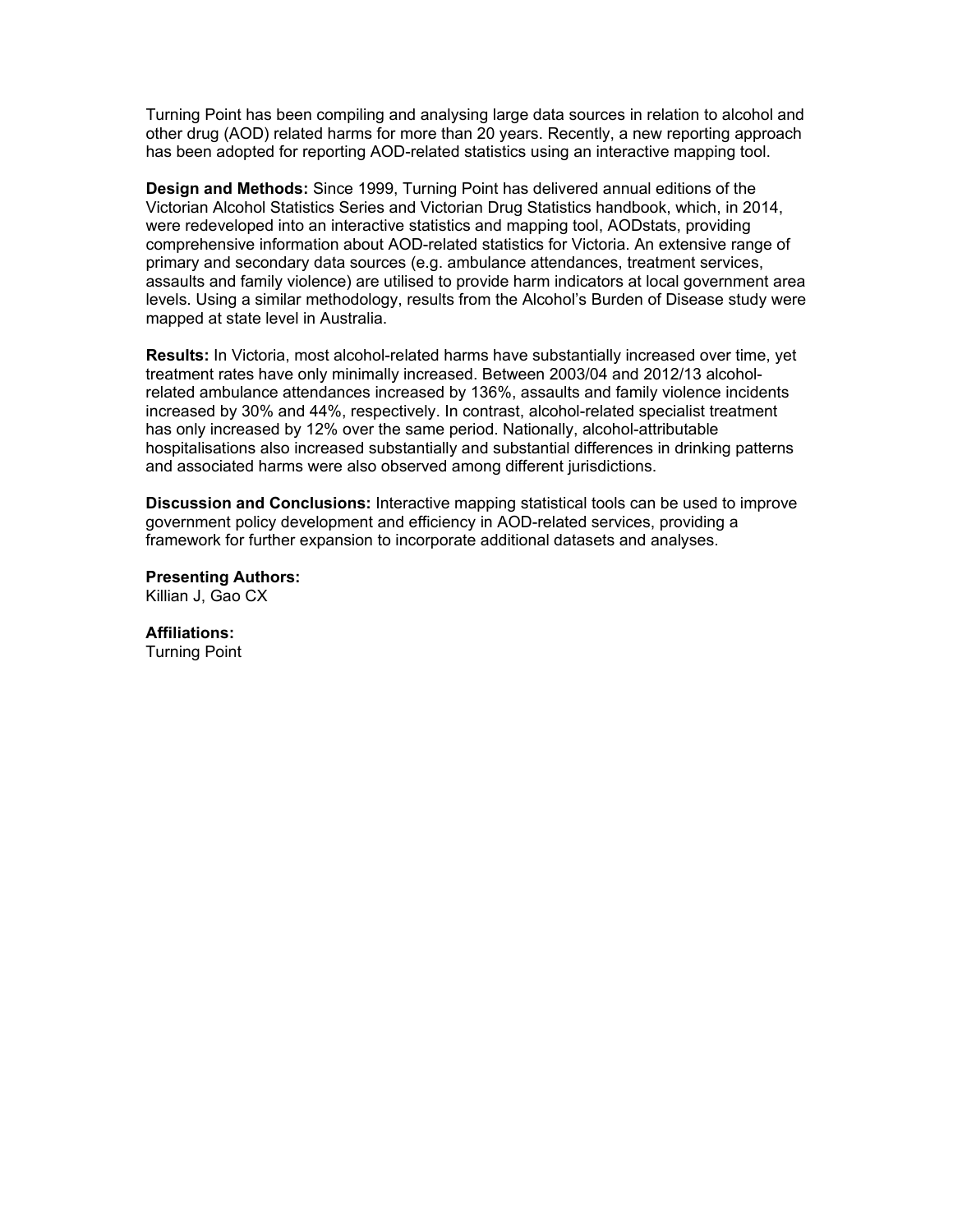Turning Point has been compiling and analysing large data sources in relation to alcohol and other drug (AOD) related harms for more than 20 years. Recently, a new reporting approach has been adopted for reporting AOD-related statistics using an interactive mapping tool.

**Design and Methods:** Since 1999, Turning Point has delivered annual editions of the Victorian Alcohol Statistics Series and Victorian Drug Statistics handbook, which, in 2014, were redeveloped into an interactive statistics and mapping tool, AODstats, providing comprehensive information about AOD-related statistics for Victoria. An extensive range of primary and secondary data sources (e.g. ambulance attendances, treatment services, assaults and family violence) are utilised to provide harm indicators at local government area levels. Using a similar methodology, results from the Alcohol's Burden of Disease study were mapped at state level in Australia.

**Results:** In Victoria, most alcohol-related harms have substantially increased over time, yet treatment rates have only minimally increased. Between 2003/04 and 2012/13 alcohol-related ambulance attendances increased by 136%, assaults and family violence incidents increased by 30% and 44%, respectively. In contrast, alcohol-related specialist treatment has only increased by 12% over the same period. Nationally, alcohol-attributable hospitalisations also increased substantially and substantial differences in drinking patterns and associated harms were also observed among different jurisdictions.

**Discussion and Conclusions:** Interactive mapping statistical tools can be used to improve government policy development and efficiency in AOD-related services, providing a framework for further expansion to incorporate additional datasets and analyses.

**Presenting Authors:**
Killian J, Gao CX

**Affiliations:**
Turning Point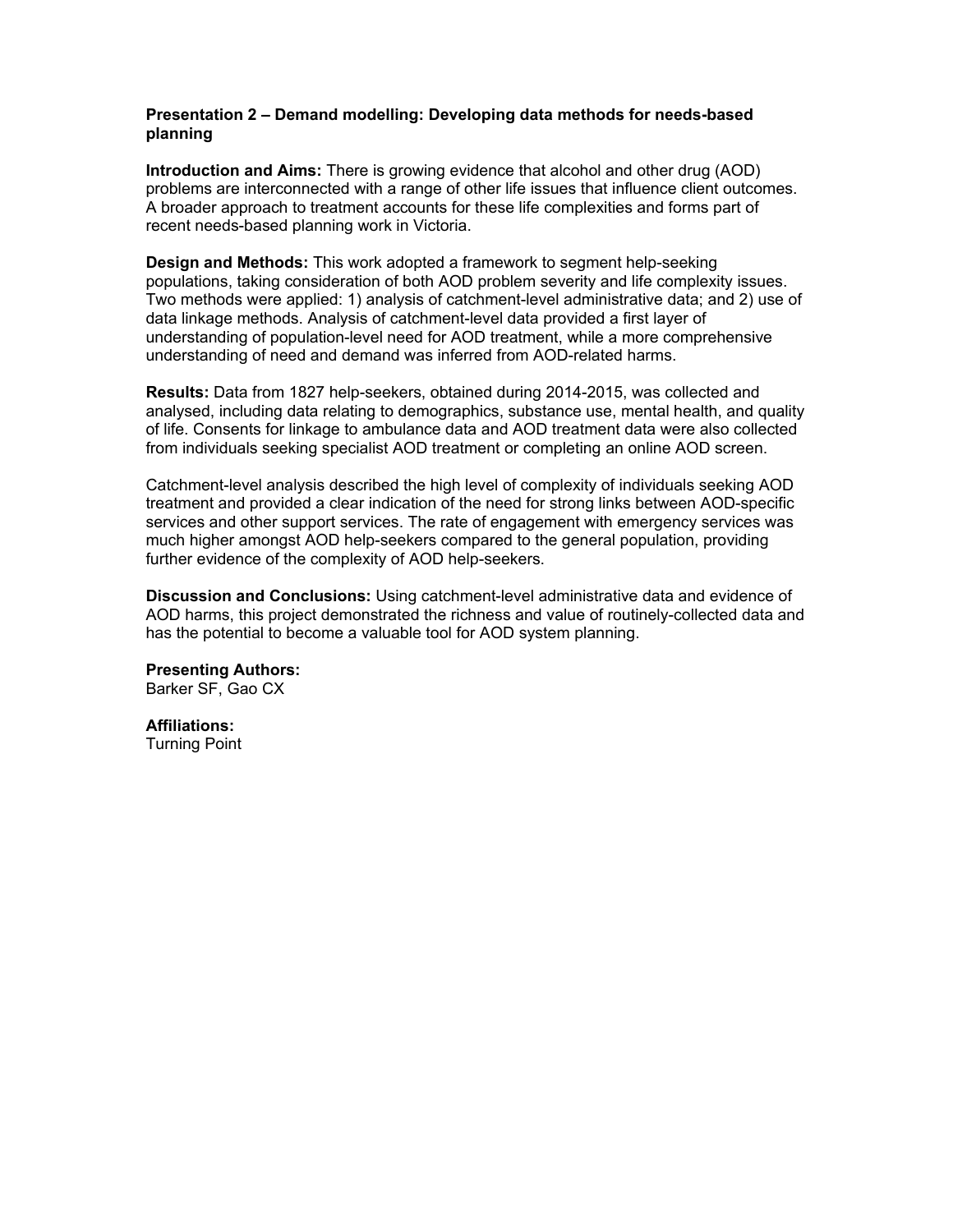**Presentation 2 – Demand modelling: Developing data methods for needs-based planning**

**Introduction and Aims:** There is growing evidence that alcohol and other drug (AOD) problems are interconnected with a range of other life issues that influence client outcomes. A broader approach to treatment accounts for these life complexities and forms part of recent needs-based planning work in Victoria.

**Design and Methods:** This work adopted a framework to segment help-seeking populations, taking consideration of both AOD problem severity and life complexity issues. Two methods were applied: 1) analysis of catchment-level administrative data; and 2) use of data linkage methods. Analysis of catchment-level data provided a first layer of understanding of population-level need for AOD treatment, while a more comprehensive understanding of need and demand was inferred from AOD-related harms.

**Results:** Data from 1827 help-seekers, obtained during 2014-2015, was collected and analysed, including data relating to demographics, substance use, mental health, and quality of life. Consents for linkage to ambulance data and AOD treatment data were also collected from individuals seeking specialist AOD treatment or completing an online AOD screen.

Catchment-level analysis described the high level of complexity of individuals seeking AOD treatment and provided a clear indication of the need for strong links between AOD-specific services and other support services. The rate of engagement with emergency services was much higher amongst AOD help-seekers compared to the general population, providing further evidence of the complexity of AOD help-seekers.

**Discussion and Conclusions:** Using catchment-level administrative data and evidence of AOD harms, this project demonstrated the richness and value of routinely-collected data and has the potential to become a valuable tool for AOD system planning.

**Presenting Authors:**
Barker SF, Gao CX

**Affiliations:**
Turning Point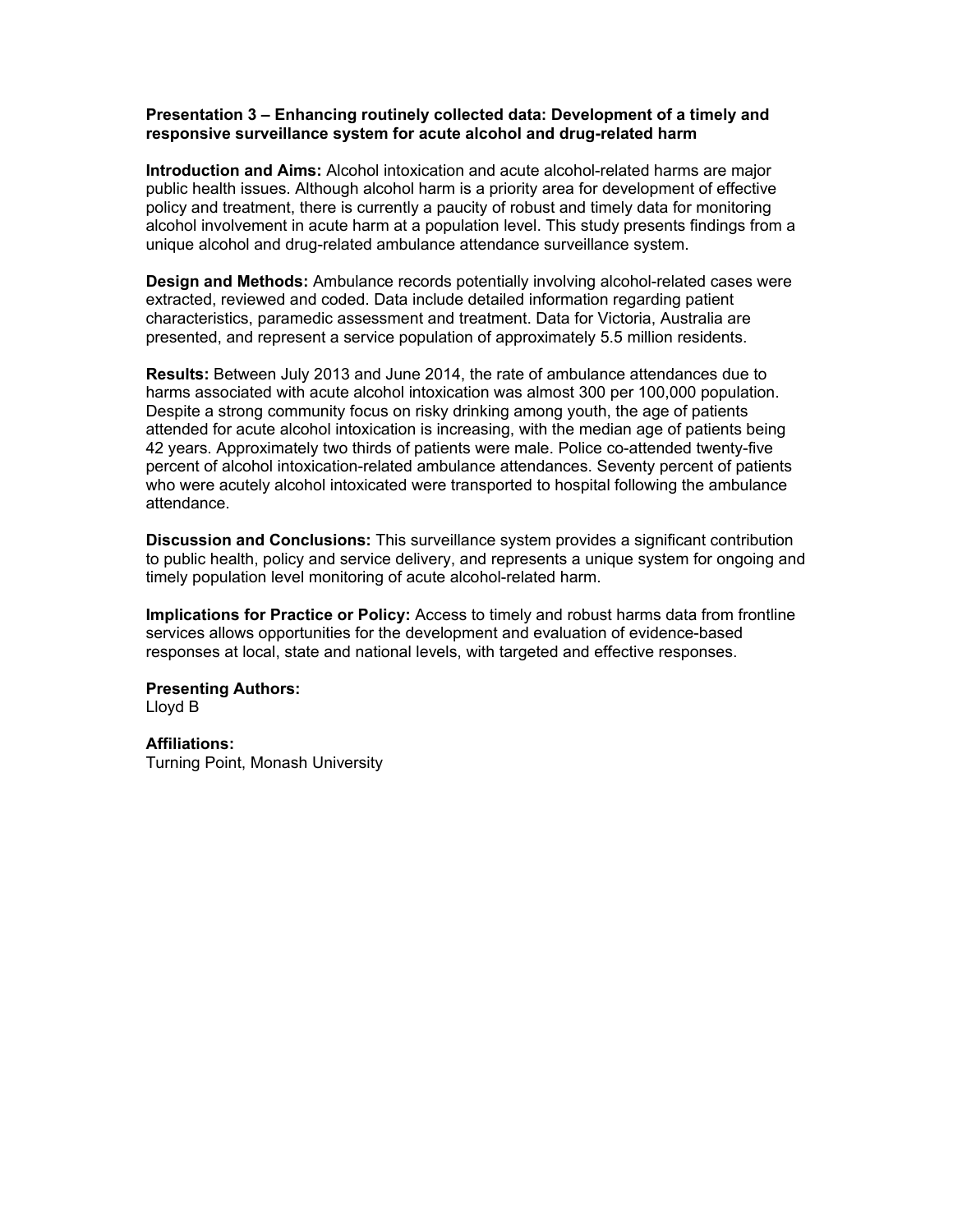**Presentation 3 – Enhancing routinely collected data: Development of a timely and responsive surveillance system for acute alcohol and drug-related harm**

**Introduction and Aims:** Alcohol intoxication and acute alcohol-related harms are major public health issues. Although alcohol harm is a priority area for development of effective policy and treatment, there is currently a paucity of robust and timely data for monitoring alcohol involvement in acute harm at a population level. This study presents findings from a unique alcohol and drug-related ambulance attendance surveillance system.

**Design and Methods:** Ambulance records potentially involving alcohol-related cases were extracted, reviewed and coded. Data include detailed information regarding patient characteristics, paramedic assessment and treatment. Data for Victoria, Australia are presented, and represent a service population of approximately 5.5 million residents.

**Results:** Between July 2013 and June 2014, the rate of ambulance attendances due to harms associated with acute alcohol intoxication was almost 300 per 100,000 population. Despite a strong community focus on risky drinking among youth, the age of patients attended for acute alcohol intoxication is increasing, with the median age of patients being 42 years. Approximately two thirds of patients were male. Police co-attended twenty-five percent of alcohol intoxication-related ambulance attendances. Seventy percent of patients who were acutely alcohol intoxicated were transported to hospital following the ambulance attendance.

**Discussion and Conclusions:** This surveillance system provides a significant contribution to public health, policy and service delivery, and represents a unique system for ongoing and timely population level monitoring of acute alcohol-related harm.

**Implications for Practice or Policy:** Access to timely and robust harms data from frontline services allows opportunities for the development and evaluation of evidence-based responses at local, state and national levels, with targeted and effective responses.

**Presenting Authors:**
Lloyd B

**Affiliations:**
Turning Point, Monash University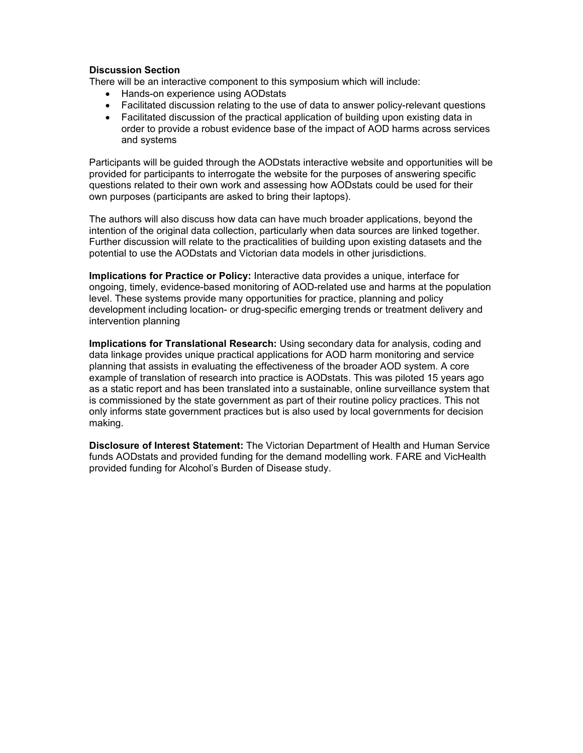**Discussion Section**

There will be an interactive component to this symposium which will include:

- Hands-on experience using AODstats
- Facilitated discussion relating to the use of data to answer policy-relevant questions
- Facilitated discussion of the practical application of building upon existing data in order to provide a robust evidence base of the impact of AOD harms across services and systems

Participants will be guided through the AODstats interactive website and opportunities will be provided for participants to interrogate the website for the purposes of answering specific questions related to their own work and assessing how AODstats could be used for their own purposes (participants are asked to bring their laptops).

The authors will also discuss how data can have much broader applications, beyond the intention of the original data collection, particularly when data sources are linked together. Further discussion will relate to the practicalities of building upon existing datasets and the potential to use the AODstats and Victorian data models in other jurisdictions.

**Implications for Practice or Policy:** Interactive data provides a unique, interface for ongoing, timely, evidence-based monitoring of AOD-related use and harms at the population level. These systems provide many opportunities for practice, planning and policy development including location- or drug-specific emerging trends or treatment delivery and intervention planning

**Implications for Translational Research:** Using secondary data for analysis, coding and data linkage provides unique practical applications for AOD harm monitoring and service planning that assists in evaluating the effectiveness of the broader AOD system. A core example of translation of research into practice is AODstats. This was piloted 15 years ago as a static report and has been translated into a sustainable, online surveillance system that is commissioned by the state government as part of their routine policy practices. This not only informs state government practices but is also used by local governments for decision making.

**Disclosure of Interest Statement:** The Victorian Department of Health and Human Service funds AODstats and provided funding for the demand modelling work. FARE and VicHealth provided funding for Alcohol's Burden of Disease study.